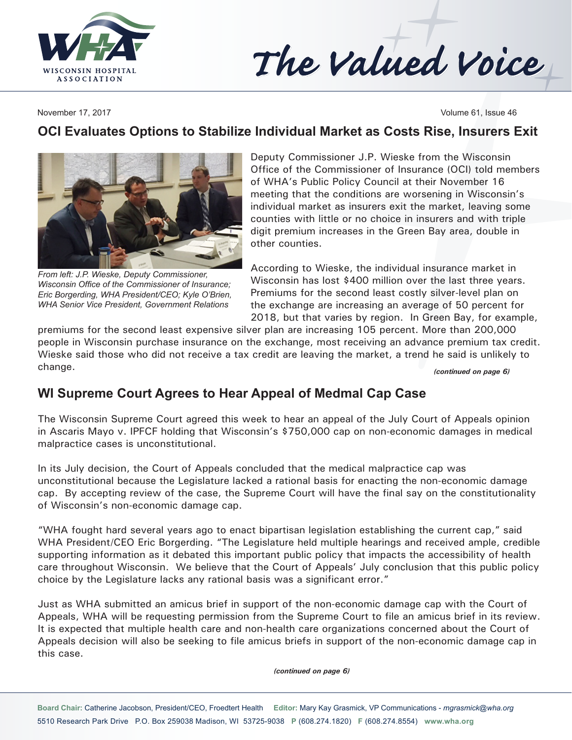# The Valued Voice

November 17, 2017 Volume 61, Issue 46

## OCI Evaluates Options to Stabilize Individual Market as Costs Rise, Insurers Exit

*From left: J.P. Wieske, Deputy Commissioner, Wisconsin Office of the Commissioner of Insurance; Eric Borgerding, WHA President/CEO; Kyle O'Brien, WHA Senior Vice President, Government Relations*

Deputy Commissioner J.P. Wieske from the Wisconsin Office of the Commissioner of Insurance (OCI) told members of WHA's Public Policy Council at their November 16 meeting that the conditions are worsening in Wisconsin's individual market as insurers exit the market, leaving some counties with little or no choice in insurers and with triple digit premium increases in the Green Bay area, double in other counties.

According to Wieske, the individual insurance market in Wisconsin has lost $400 million over the last three years. Premiums for the second least costly silver-level plan on the exchange are increasing an average of 50 percent for 2018, but that varies by region. In Green Bay, for example, premiums for the second least expensive silver plan are increasing 105 percent. More than 200,000 people in Wisconsin purchase insurance on the exchange, most receiving an advance premium tax credit. Wieske said those who did not receive a tax credit are leaving the market, a trend he said is unlikely to change.

***(continued on page 6)***

## WI Supreme Court Agrees to Hear Appeal of Medmal Cap Case

The Wisconsin Supreme Court agreed this week to hear an appeal of the July Court of Appeals opinion in Ascaris Mayo v. IPFCF holding that Wisconsin's $750,000 cap on non-economic damages in medical malpractice cases is unconstitutional.

In its July decision, the Court of Appeals concluded that the medical malpractice cap was unconstitutional because the Legislature lacked a rational basis for enacting the non-economic damage cap. By accepting review of the case, the Supreme Court will have the final say on the constitutionality of Wisconsin's non-economic damage cap.

"WHA fought hard several years ago to enact bipartisan legislation establishing the current cap," said WHA President/CEO Eric Borgerding. "The Legislature held multiple hearings and received ample, credible supporting information as it debated this important public policy that impacts the accessibility of health care throughout Wisconsin. We believe that the Court of Appeals' July conclusion that this public policy choice by the Legislature lacks any rational basis was a significant error."

Just as WHA submitted an amicus brief in support of the non-economic damage cap with the Court of Appeals, WHA will be requesting permission from the Supreme Court to file an amicus brief in its review. It is expected that multiple health care and non-health care organizations concerned about the Court of Appeals decision will also be seeking to file amicus briefs in support of the non-economic damage cap in this case.

***(continued on page 6)***

**Board Chair:** Catherine Jacobson, President/CEO, Froedtert Health **Editor:** Mary Kay Grasmick, VP Communications - *mgrasmick@wha.org*
5510 Research Park Drive P.O. Box 259038 Madison, WI 53725-9038 **P** (608.274.1820) **F** (608.274.8554) **www.wha.org**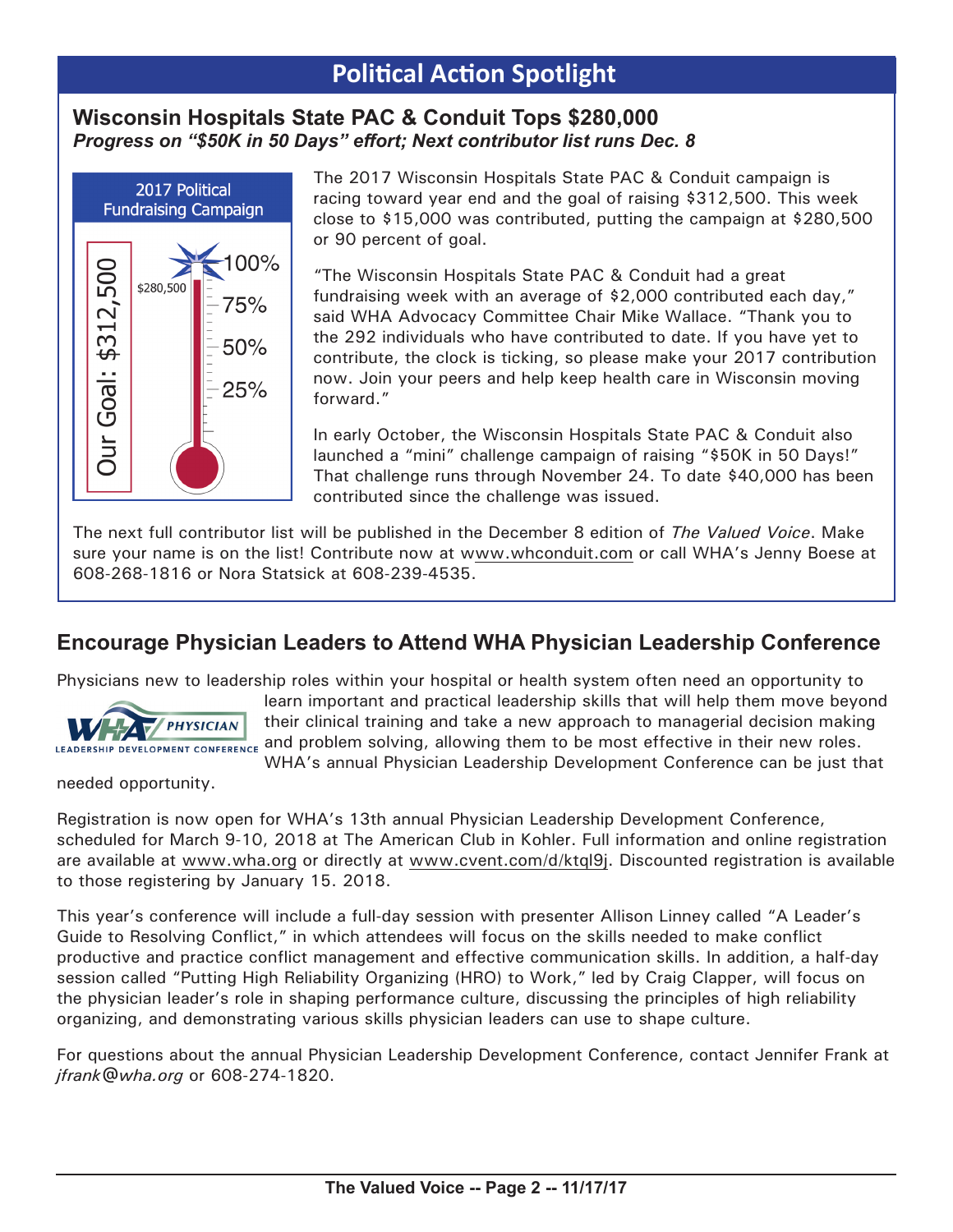## Political Action Spotlight

### Wisconsin Hospitals State PAC & Conduit Tops $280,000

***Progress on "$50K in 50 Days" effort; Next contributor list runs Dec. 8***

2017 Political Fundraising Campaign

Our Goal: $312,500

$280,500

100%
75%
50%
25%

The 2017 Wisconsin Hospitals State PAC & Conduit campaign is racing toward year end and the goal of raising $312,500. This week close to $15,000 was contributed, putting the campaign at $280,500 or 90 percent of goal.

"The Wisconsin Hospitals State PAC & Conduit had a great fundraising week with an average of $2,000 contributed each day," said WHA Advocacy Committee Chair Mike Wallace. "Thank you to the 292 individuals who have contributed to date. If you have yet to contribute, the clock is ticking, so please make your 2017 contribution now. Join your peers and help keep health care in Wisconsin moving forward."

In early October, the Wisconsin Hospitals State PAC & Conduit also launched a "mini" challenge campaign of raising "$50K in 50 Days!" That challenge runs through November 24. To date $40,000 has been contributed since the challenge was issued.

The next full contributor list will be published in the December 8 edition of *The Valued Voice*. Make sure your name is on the list! Contribute now at www.whconduit.com or call WHA's Jenny Boese at 608-268-1816 or Nora Statsick at 608-239-4535.

### Encourage Physician Leaders to Attend WHA Physician Leadership Conference

WHA PHYSICIAN LEADERSHIP DEVELOPMENT CONFERENCE

Physicians new to leadership roles within your hospital or health system often need an opportunity to learn important and practical leadership skills that will help them move beyond their clinical training and take a new approach to managerial decision making and problem solving, allowing them to be most effective in their new roles. WHA's annual Physician Leadership Development Conference can be just that needed opportunity.

Registration is now open for WHA's 13th annual Physician Leadership Development Conference, scheduled for March 9-10, 2018 at The American Club in Kohler. Full information and online registration are available at www.wha.org or directly at www.cvent.com/d/ktql9j. Discounted registration is available to those registering by January 15. 2018.

This year's conference will include a full-day session with presenter Allison Linney called "A Leader's Guide to Resolving Conflict," in which attendees will focus on the skills needed to make conflict productive and practice conflict management and effective communication skills. In addition, a half-day session called "Putting High Reliability Organizing (HRO) to Work," led by Craig Clapper, will focus on the physician leader's role in shaping performance culture, discussing the principles of high reliability organizing, and demonstrating various skills physician leaders can use to shape culture.

For questions about the annual Physician Leadership Development Conference, contact Jennifer Frank at *jfrank@wha.org* or 608-274-1820.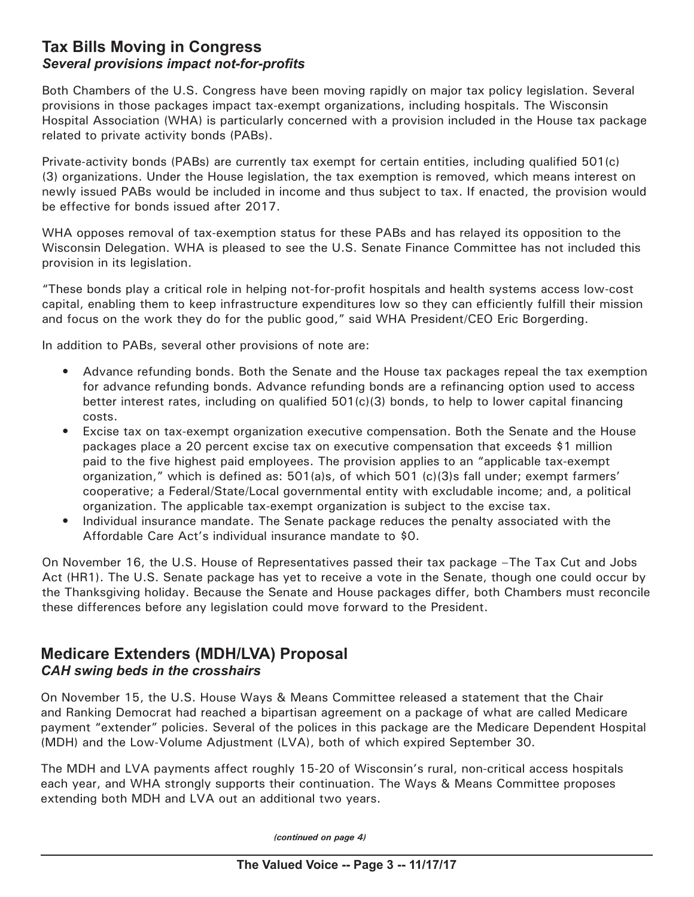## Tax Bills Moving in Congress
### *Several provisions impact not-for-profits*

Both Chambers of the U.S. Congress have been moving rapidly on major tax policy legislation. Several provisions in those packages impact tax-exempt organizations, including hospitals. The Wisconsin Hospital Association (WHA) is particularly concerned with a provision included in the House tax package related to private activity bonds (PABs).

Private-activity bonds (PABs) are currently tax exempt for certain entities, including qualified 501(c)(3) organizations. Under the House legislation, the tax exemption is removed, which means interest on newly issued PABs would be included in income and thus subject to tax. If enacted, the provision would be effective for bonds issued after 2017.

WHA opposes removal of tax-exemption status for these PABs and has relayed its opposition to the Wisconsin Delegation. WHA is pleased to see the U.S. Senate Finance Committee has not included this provision in its legislation.

"These bonds play a critical role in helping not-for-profit hospitals and health systems access low-cost capital, enabling them to keep infrastructure expenditures low so they can efficiently fulfill their mission and focus on the work they do for the public good," said WHA President/CEO Eric Borgerding.

In addition to PABs, several other provisions of note are:

- Advance refunding bonds. Both the Senate and the House tax packages repeal the tax exemption for advance refunding bonds. Advance refunding bonds are a refinancing option used to access better interest rates, including on qualified 501(c)(3) bonds, to help to lower capital financing costs.
- Excise tax on tax-exempt organization executive compensation. Both the Senate and the House packages place a 20 percent excise tax on executive compensation that exceeds $1 million paid to the five highest paid employees. The provision applies to an "applicable tax-exempt organization," which is defined as: 501(a)s, of which 501 (c)(3)s fall under; exempt farmers' cooperative; a Federal/State/Local governmental entity with excludable income; and, a political organization. The applicable tax-exempt organization is subject to the excise tax.
- Individual insurance mandate. The Senate package reduces the penalty associated with the Affordable Care Act's individual insurance mandate to $0.

On November 16, the U.S. House of Representatives passed their tax package –The Tax Cut and Jobs Act (HR1). The U.S. Senate package has yet to receive a vote in the Senate, though one could occur by the Thanksgiving holiday. Because the Senate and House packages differ, both Chambers must reconcile these differences before any legislation could move forward to the President.

## Medicare Extenders (MDH/LVA) Proposal
### *CAH swing beds in the crosshairs*

On November 15, the U.S. House Ways & Means Committee released a statement that the Chair and Ranking Democrat had reached a bipartisan agreement on a package of what are called Medicare payment "extender" policies. Several of the polices in this package are the Medicare Dependent Hospital (MDH) and the Low-Volume Adjustment (LVA), both of which expired September 30.

The MDH and LVA payments affect roughly 15-20 of Wisconsin's rural, non-critical access hospitals each year, and WHA strongly supports their continuation. The Ways & Means Committee proposes extending both MDH and LVA out an additional two years.

*(continued on page 4)*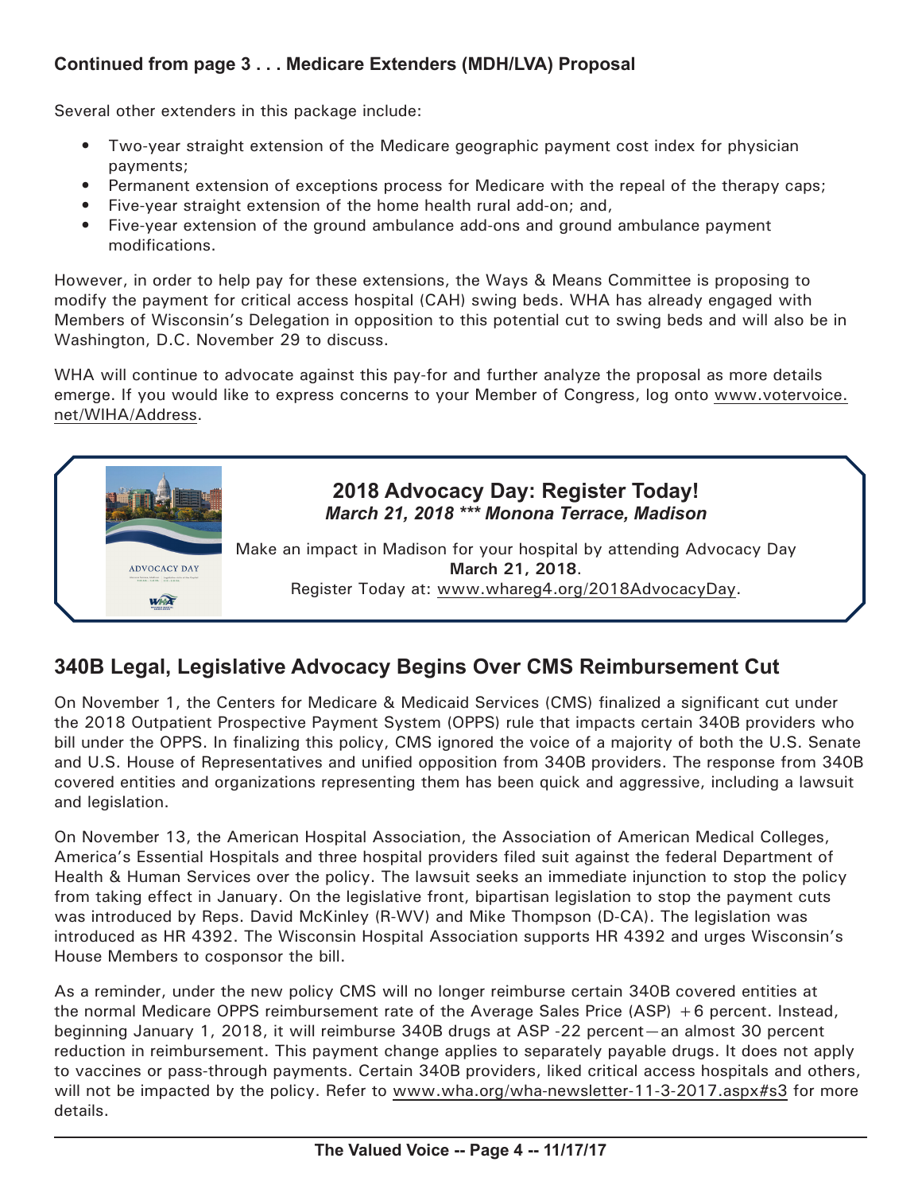### Continued from page 3 . . . Medicare Extenders (MDH/LVA) Proposal

Several other extenders in this package include:

- Two-year straight extension of the Medicare geographic payment cost index for physician payments;
- Permanent extension of exceptions process for Medicare with the repeal of the therapy caps;
- Five-year straight extension of the home health rural add-on; and,
- Five-year extension of the ground ambulance add-ons and ground ambulance payment modifications.

However, in order to help pay for these extensions, the Ways & Means Committee is proposing to modify the payment for critical access hospital (CAH) swing beds. WHA has already engaged with Members of Wisconsin's Delegation in opposition to this potential cut to swing beds and will also be in Washington, D.C. November 29 to discuss.

WHA will continue to advocate against this pay-for and further analyze the proposal as more details emerge. If you would like to express concerns to your Member of Congress, log onto www.votervoice.net/WIHA/Address.

### 2018 Advocacy Day: Register Today!

***March 21, 2018 \*\*\* Monona Terrace, Madison***

Make an impact in Madison for your hospital by attending Advocacy Day **March 21, 2018**.

Register Today at: www.whareg4.org/2018AdvocacyDay.

## 340B Legal, Legislative Advocacy Begins Over CMS Reimbursement Cut

On November 1, the Centers for Medicare & Medicaid Services (CMS) finalized a significant cut under the 2018 Outpatient Prospective Payment System (OPPS) rule that impacts certain 340B providers who bill under the OPPS. In finalizing this policy, CMS ignored the voice of a majority of both the U.S. Senate and U.S. House of Representatives and unified opposition from 340B providers. The response from 340B covered entities and organizations representing them has been quick and aggressive, including a lawsuit and legislation.

On November 13, the American Hospital Association, the Association of American Medical Colleges, America's Essential Hospitals and three hospital providers filed suit against the federal Department of Health & Human Services over the policy. The lawsuit seeks an immediate injunction to stop the policy from taking effect in January. On the legislative front, bipartisan legislation to stop the payment cuts was introduced by Reps. David McKinley (R-WV) and Mike Thompson (D-CA). The legislation was introduced as HR 4392. The Wisconsin Hospital Association supports HR 4392 and urges Wisconsin's House Members to cosponsor the bill.

As a reminder, under the new policy CMS will no longer reimburse certain 340B covered entities at the normal Medicare OPPS reimbursement rate of the Average Sales Price (ASP) +6 percent. Instead, beginning January 1, 2018, it will reimburse 340B drugs at ASP -22 percent—an almost 30 percent reduction in reimbursement. This payment change applies to separately payable drugs. It does not apply to vaccines or pass-through payments. Certain 340B providers, liked critical access hospitals and others, will not be impacted by the policy. Refer to www.wha.org/wha-newsletter-11-3-2017.aspx#s3 for more details.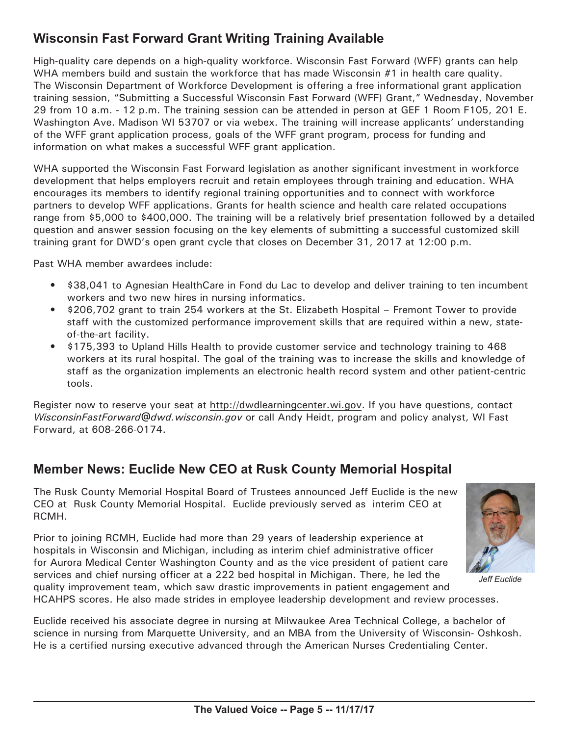## Wisconsin Fast Forward Grant Writing Training Available

High-quality care depends on a high-quality workforce. Wisconsin Fast Forward (WFF) grants can help WHA members build and sustain the workforce that has made Wisconsin #1 in health care quality. The Wisconsin Department of Workforce Development is offering a free informational grant application training session, "Submitting a Successful Wisconsin Fast Forward (WFF) Grant," Wednesday, November 29 from 10 a.m. - 12 p.m. The training session can be attended in person at GEF 1 Room F105, 201 E. Washington Ave. Madison WI 53707 or via webex. The training will increase applicants' understanding of the WFF grant application process, goals of the WFF grant program, process for funding and information on what makes a successful WFF grant application.

WHA supported the Wisconsin Fast Forward legislation as another significant investment in workforce development that helps employers recruit and retain employees through training and education. WHA encourages its members to identify regional training opportunities and to connect with workforce partners to develop WFF applications. Grants for health science and health care related occupations range from $5,000 to $400,000. The training will be a relatively brief presentation followed by a detailed question and answer session focusing on the key elements of submitting a successful customized skill training grant for DWD's open grant cycle that closes on December 31, 2017 at 12:00 p.m.

Past WHA member awardees include:

- $38,041 to Agnesian HealthCare in Fond du Lac to develop and deliver training to ten incumbent workers and two new hires in nursing informatics.
- $206,702 grant to train 254 workers at the St. Elizabeth Hospital – Fremont Tower to provide staff with the customized performance improvement skills that are required within a new, state-of-the-art facility.
- $175,393 to Upland Hills Health to provide customer service and technology training to 468 workers at its rural hospital. The goal of the training was to increase the skills and knowledge of staff as the organization implements an electronic health record system and other patient-centric tools.

Register now to reserve your seat at http://dwdlearningcenter.wi.gov. If you have questions, contact *WisconsinFastForward@dwd.wisconsin.gov* or call Andy Heidt, program and policy analyst, WI Fast Forward, at 608-266-0174.

## Member News: Euclide New CEO at Rusk County Memorial Hospital

The Rusk County Memorial Hospital Board of Trustees announced Jeff Euclide is the new CEO at Rusk County Memorial Hospital. Euclide previously served as interim CEO at RCMH.

*Jeff Euclide*

Prior to joining RCMH, Euclide had more than 29 years of leadership experience at hospitals in Wisconsin and Michigan, including as interim chief administrative officer for Aurora Medical Center Washington County and as the vice president of patient care services and chief nursing officer at a 222 bed hospital in Michigan. There, he led the quality improvement team, which saw drastic improvements in patient engagement and HCAHPS scores. He also made strides in employee leadership development and review processes.

Euclide received his associate degree in nursing at Milwaukee Area Technical College, a bachelor of science in nursing from Marquette University, and an MBA from the University of Wisconsin- Oshkosh. He is a certified nursing executive advanced through the American Nurses Credentialing Center.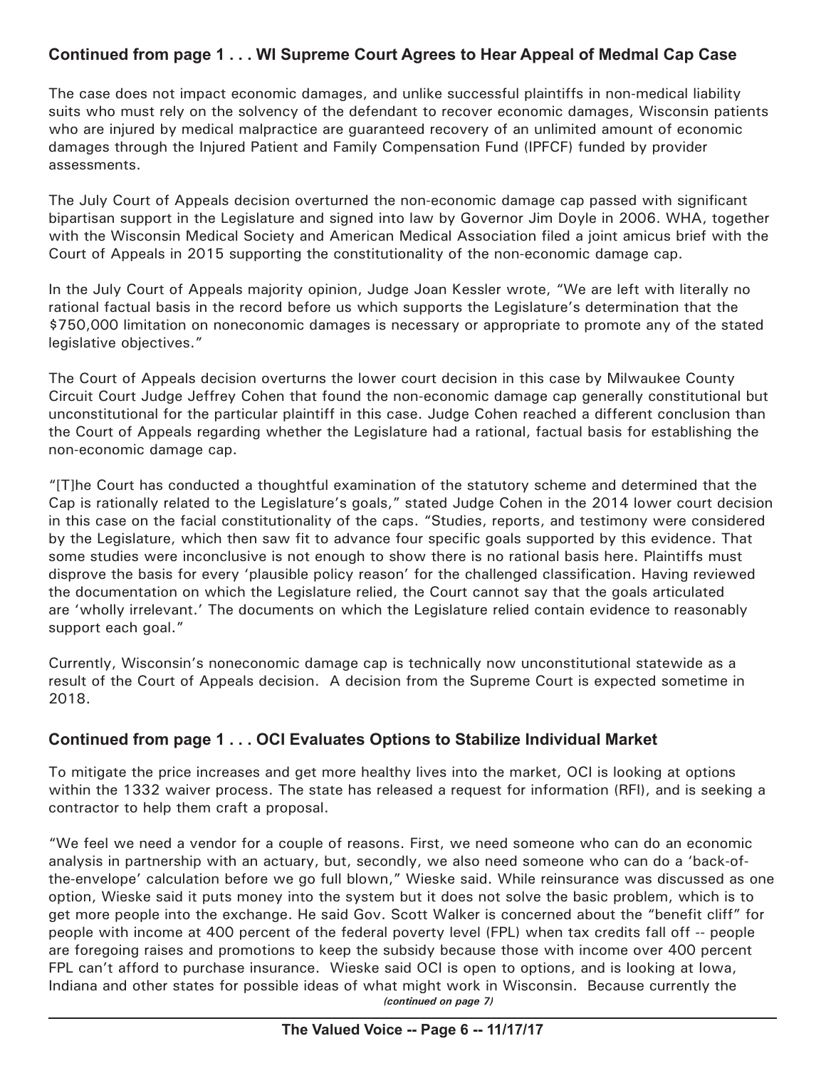### Continued from page 1 . . . WI Supreme Court Agrees to Hear Appeal of Medmal Cap Case

The case does not impact economic damages, and unlike successful plaintiffs in non-medical liability suits who must rely on the solvency of the defendant to recover economic damages, Wisconsin patients who are injured by medical malpractice are guaranteed recovery of an unlimited amount of economic damages through the Injured Patient and Family Compensation Fund (IPFCF) funded by provider assessments.

The July Court of Appeals decision overturned the non-economic damage cap passed with significant bipartisan support in the Legislature and signed into law by Governor Jim Doyle in 2006. WHA, together with the Wisconsin Medical Society and American Medical Association filed a joint amicus brief with the Court of Appeals in 2015 supporting the constitutionality of the non-economic damage cap.

In the July Court of Appeals majority opinion, Judge Joan Kessler wrote, "We are left with literally no rational factual basis in the record before us which supports the Legislature's determination that the $750,000 limitation on noneconomic damages is necessary or appropriate to promote any of the stated legislative objectives."

The Court of Appeals decision overturns the lower court decision in this case by Milwaukee County Circuit Court Judge Jeffrey Cohen that found the non-economic damage cap generally constitutional but unconstitutional for the particular plaintiff in this case. Judge Cohen reached a different conclusion than the Court of Appeals regarding whether the Legislature had a rational, factual basis for establishing the non-economic damage cap.

"[T]he Court has conducted a thoughtful examination of the statutory scheme and determined that the Cap is rationally related to the Legislature's goals," stated Judge Cohen in the 2014 lower court decision in this case on the facial constitutionality of the caps. "Studies, reports, and testimony were considered by the Legislature, which then saw fit to advance four specific goals supported by this evidence. That some studies were inconclusive is not enough to show there is no rational basis here. Plaintiffs must disprove the basis for every 'plausible policy reason' for the challenged classification. Having reviewed the documentation on which the Legislature relied, the Court cannot say that the goals articulated are 'wholly irrelevant.' The documents on which the Legislature relied contain evidence to reasonably support each goal."

Currently, Wisconsin's noneconomic damage cap is technically now unconstitutional statewide as a result of the Court of Appeals decision. A decision from the Supreme Court is expected sometime in 2018.

### Continued from page 1 . . . OCI Evaluates Options to Stabilize Individual Market

To mitigate the price increases and get more healthy lives into the market, OCI is looking at options within the 1332 waiver process. The state has released a request for information (RFI), and is seeking a contractor to help them craft a proposal.

"We feel we need a vendor for a couple of reasons. First, we need someone who can do an economic analysis in partnership with an actuary, but, secondly, we also need someone who can do a 'back-of-the-envelope' calculation before we go full blown," Wieske said. While reinsurance was discussed as one option, Wieske said it puts money into the system but it does not solve the basic problem, which is to get more people into the exchange. He said Gov. Scott Walker is concerned about the "benefit cliff" for people with income at 400 percent of the federal poverty level (FPL) when tax credits fall off -- people are foregoing raises and promotions to keep the subsidy because those with income over 400 percent FPL can't afford to purchase insurance. Wieske said OCI is open to options, and is looking at Iowa, Indiana and other states for possible ideas of what might work in Wisconsin. Because currently the

*(continued on page 7)*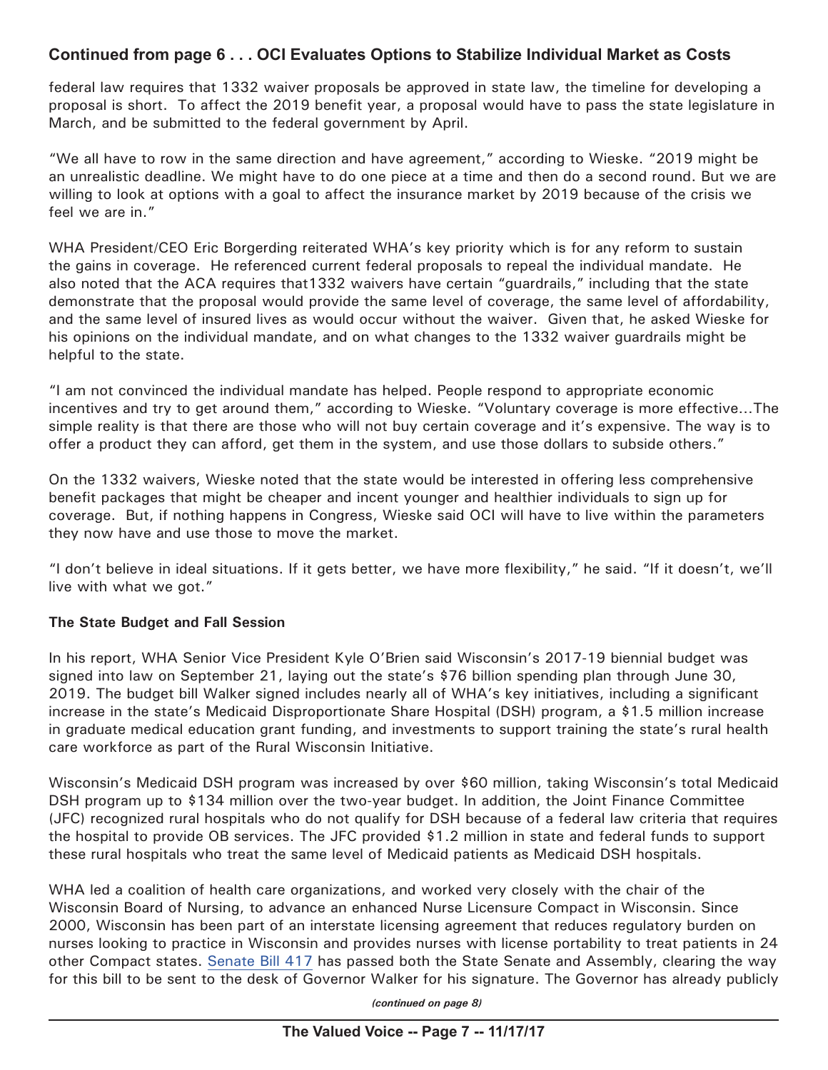**Continued from page 6 . . . OCI Evaluates Options to Stabilize Individual Market as Costs**

federal law requires that 1332 waiver proposals be approved in state law, the timeline for developing a proposal is short. To affect the 2019 benefit year, a proposal would have to pass the state legislature in March, and be submitted to the federal government by April.

"We all have to row in the same direction and have agreement," according to Wieske. "2019 might be an unrealistic deadline. We might have to do one piece at a time and then do a second round. But we are willing to look at options with a goal to affect the insurance market by 2019 because of the crisis we feel we are in."

WHA President/CEO Eric Borgerding reiterated WHA's key priority which is for any reform to sustain the gains in coverage. He referenced current federal proposals to repeal the individual mandate. He also noted that the ACA requires that1332 waivers have certain "guardrails," including that the state demonstrate that the proposal would provide the same level of coverage, the same level of affordability, and the same level of insured lives as would occur without the waiver. Given that, he asked Wieske for his opinions on the individual mandate, and on what changes to the 1332 waiver guardrails might be helpful to the state.

"I am not convinced the individual mandate has helped. People respond to appropriate economic incentives and try to get around them," according to Wieske. "Voluntary coverage is more effective...The simple reality is that there are those who will not buy certain coverage and it's expensive. The way is to offer a product they can afford, get them in the system, and use those dollars to subside others."

On the 1332 waivers, Wieske noted that the state would be interested in offering less comprehensive benefit packages that might be cheaper and incent younger and healthier individuals to sign up for coverage. But, if nothing happens in Congress, Wieske said OCI will have to live within the parameters they now have and use those to move the market.

"I don't believe in ideal situations. If it gets better, we have more flexibility," he said. "If it doesn't, we'll live with what we got."

**The State Budget and Fall Session**

In his report, WHA Senior Vice President Kyle O'Brien said Wisconsin's 2017-19 biennial budget was signed into law on September 21, laying out the state's $76 billion spending plan through June 30, 2019. The budget bill Walker signed includes nearly all of WHA's key initiatives, including a significant increase in the state's Medicaid Disproportionate Share Hospital (DSH) program, a $1.5 million increase in graduate medical education grant funding, and investments to support training the state's rural health care workforce as part of the Rural Wisconsin Initiative.

Wisconsin's Medicaid DSH program was increased by over $60 million, taking Wisconsin's total Medicaid DSH program up to $134 million over the two-year budget. In addition, the Joint Finance Committee (JFC) recognized rural hospitals who do not qualify for DSH because of a federal law criteria that requires the hospital to provide OB services. The JFC provided $1.2 million in state and federal funds to support these rural hospitals who treat the same level of Medicaid patients as Medicaid DSH hospitals.

WHA led a coalition of health care organizations, and worked very closely with the chair of the Wisconsin Board of Nursing, to advance an enhanced Nurse Licensure Compact in Wisconsin. Since 2000, Wisconsin has been part of an interstate licensing agreement that reduces regulatory burden on nurses looking to practice in Wisconsin and provides nurses with license portability to treat patients in 24 other Compact states. Senate Bill 417 has passed both the State Senate and Assembly, clearing the way for this bill to be sent to the desk of Governor Walker for his signature. The Governor has already publicly

*(continued on page 8)*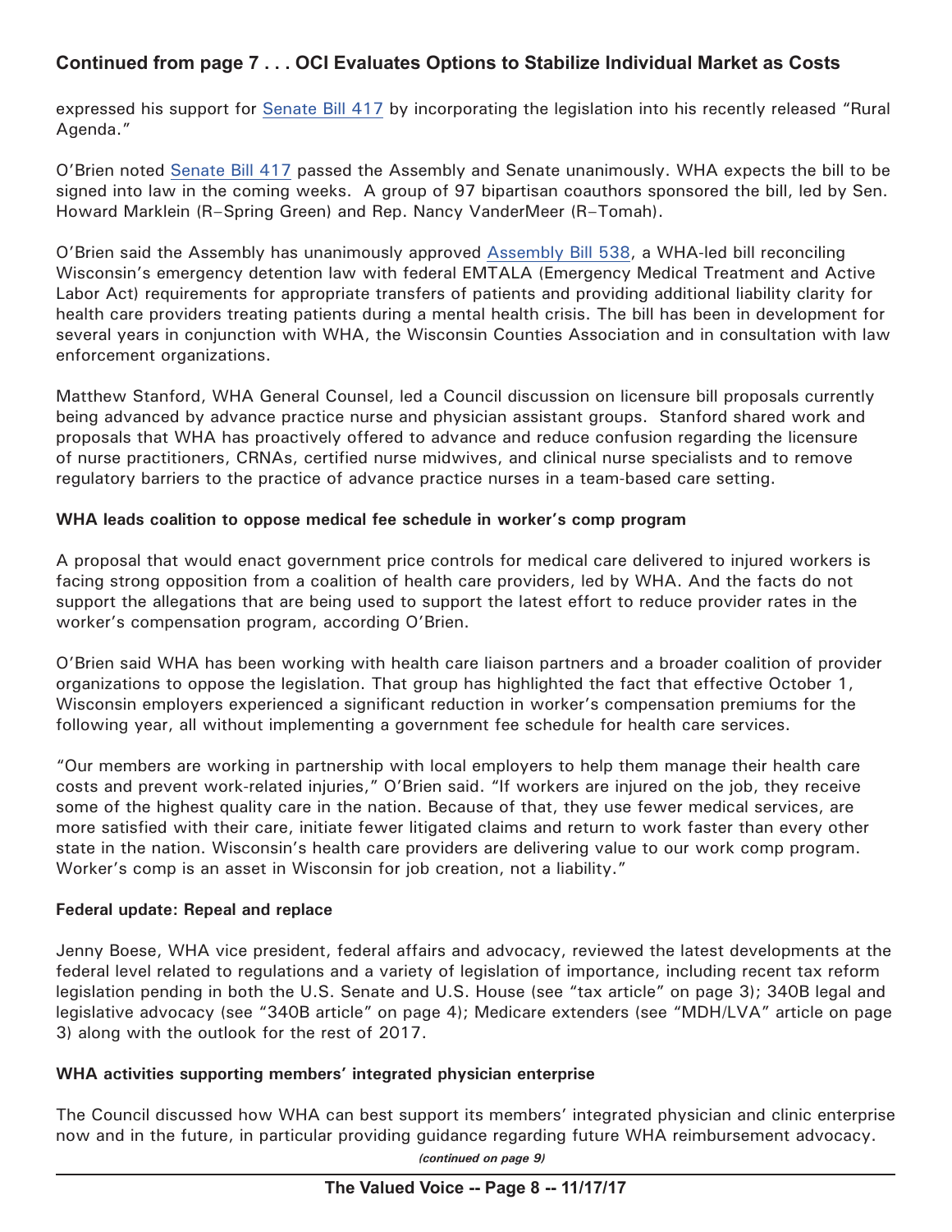## Continued from page 7 . . . OCI Evaluates Options to Stabilize Individual Market as Costs

expressed his support for Senate Bill 417 by incorporating the legislation into his recently released "Rural Agenda."

O'Brien noted Senate Bill 417 passed the Assembly and Senate unanimously. WHA expects the bill to be signed into law in the coming weeks. A group of 97 bipartisan coauthors sponsored the bill, led by Sen. Howard Marklein (R–Spring Green) and Rep. Nancy VanderMeer (R–Tomah).

O'Brien said the Assembly has unanimously approved Assembly Bill 538, a WHA-led bill reconciling Wisconsin's emergency detention law with federal EMTALA (Emergency Medical Treatment and Active Labor Act) requirements for appropriate transfers of patients and providing additional liability clarity for health care providers treating patients during a mental health crisis. The bill has been in development for several years in conjunction with WHA, the Wisconsin Counties Association and in consultation with law enforcement organizations.

Matthew Stanford, WHA General Counsel, led a Council discussion on licensure bill proposals currently being advanced by advance practice nurse and physician assistant groups. Stanford shared work and proposals that WHA has proactively offered to advance and reduce confusion regarding the licensure of nurse practitioners, CRNAs, certified nurse midwives, and clinical nurse specialists and to remove regulatory barriers to the practice of advance practice nurses in a team-based care setting.

**WHA leads coalition to oppose medical fee schedule in worker's comp program**

A proposal that would enact government price controls for medical care delivered to injured workers is facing strong opposition from a coalition of health care providers, led by WHA. And the facts do not support the allegations that are being used to support the latest effort to reduce provider rates in the worker's compensation program, according O'Brien.

O'Brien said WHA has been working with health care liaison partners and a broader coalition of provider organizations to oppose the legislation. That group has highlighted the fact that effective October 1, Wisconsin employers experienced a significant reduction in worker's compensation premiums for the following year, all without implementing a government fee schedule for health care services.

"Our members are working in partnership with local employers to help them manage their health care costs and prevent work-related injuries," O'Brien said. "If workers are injured on the job, they receive some of the highest quality care in the nation. Because of that, they use fewer medical services, are more satisfied with their care, initiate fewer litigated claims and return to work faster than every other state in the nation. Wisconsin's health care providers are delivering value to our work comp program. Worker's comp is an asset in Wisconsin for job creation, not a liability."

**Federal update: Repeal and replace**

Jenny Boese, WHA vice president, federal affairs and advocacy, reviewed the latest developments at the federal level related to regulations and a variety of legislation of importance, including recent tax reform legislation pending in both the U.S. Senate and U.S. House (see "tax article" on page 3); 340B legal and legislative advocacy (see "340B article" on page 4); Medicare extenders (see "MDH/LVA" article on page 3) along with the outlook for the rest of 2017.

**WHA activities supporting members' integrated physician enterprise**

The Council discussed how WHA can best support its members' integrated physician and clinic enterprise now and in the future, in particular providing guidance regarding future WHA reimbursement advocacy.

*(continued on page 9)*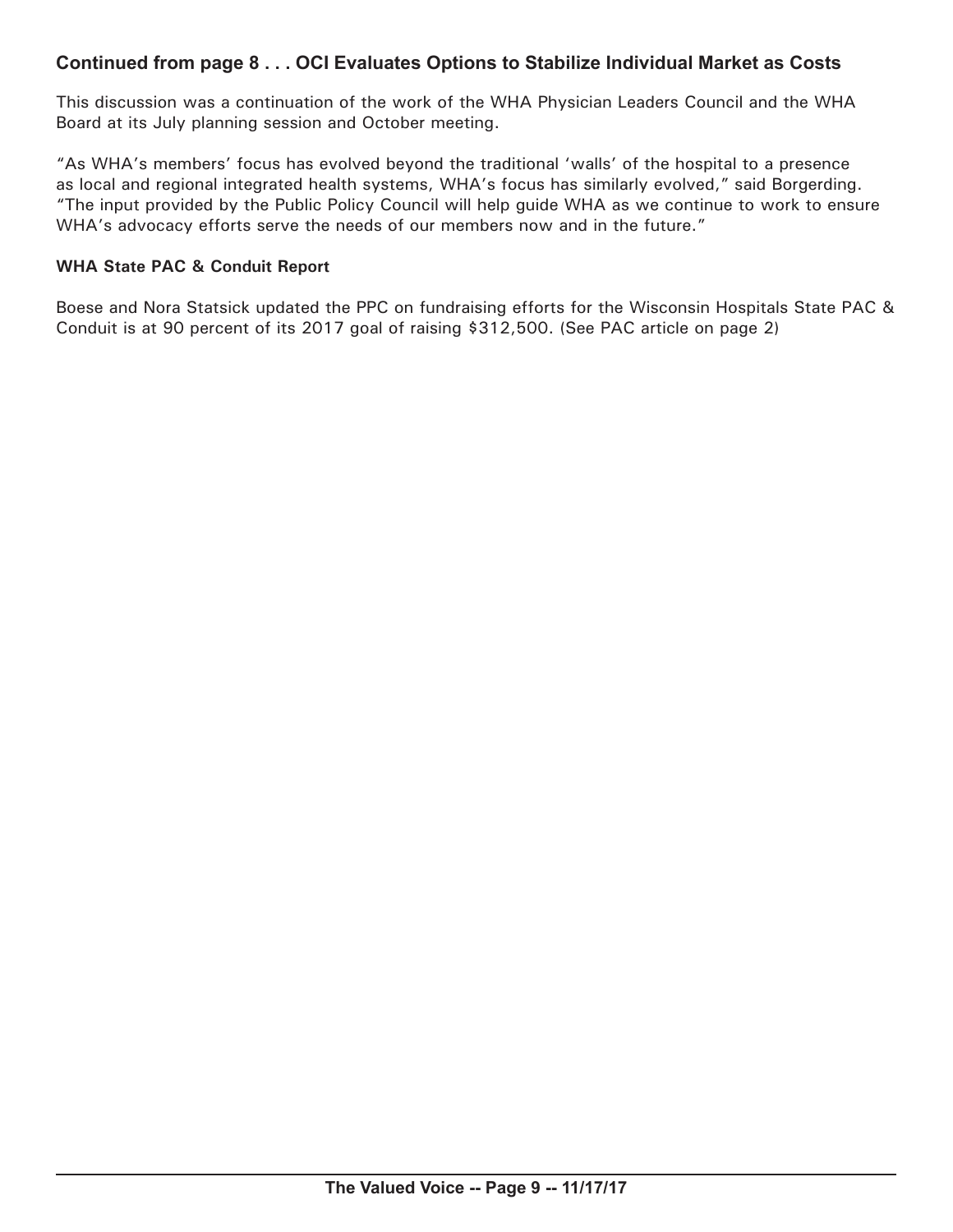**Continued from page 8 . . . OCI Evaluates Options to Stabilize Individual Market as Costs**

This discussion was a continuation of the work of the WHA Physician Leaders Council and the WHA Board at its July planning session and October meeting.

"As WHA's members' focus has evolved beyond the traditional 'walls' of the hospital to a presence as local and regional integrated health systems, WHA's focus has similarly evolved," said Borgerding. "The input provided by the Public Policy Council will help guide WHA as we continue to work to ensure WHA's advocacy efforts serve the needs of our members now and in the future."

**WHA State PAC & Conduit Report**

Boese and Nora Statsick updated the PPC on fundraising efforts for the Wisconsin Hospitals State PAC & Conduit is at 90 percent of its 2017 goal of raising $312,500. (See PAC article on page 2)